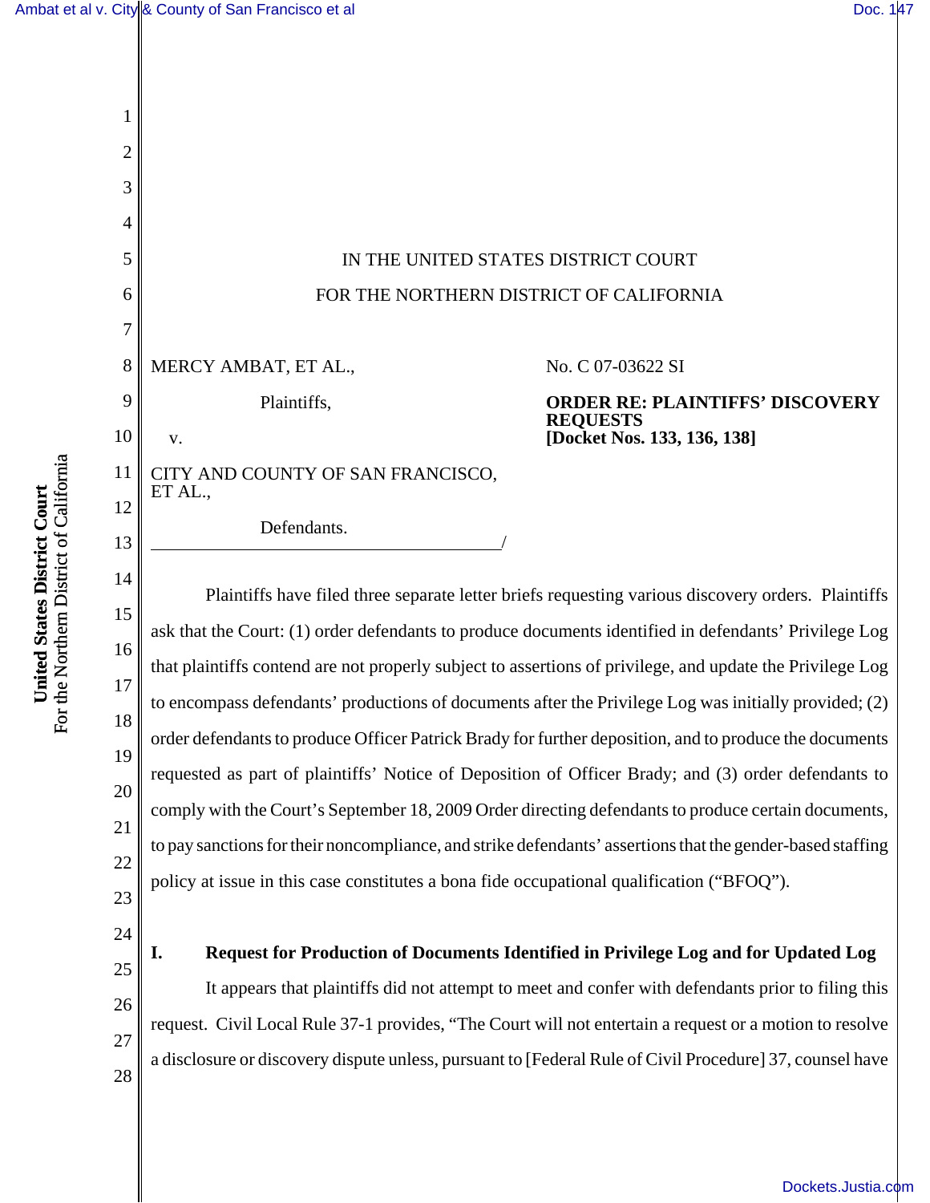IN THE UNITED STATES DISTRICT COURT

FOR THE NORTHERN DISTRICT OF CALIFORNIA

MERCY AMBAT, ET AL.,

Plaintiffs,

v.

CITY AND COUNTY OF SAN FRANCISCO, ET AL.,

Defendants.

/

No. C 07-03622 SI

**ORDER RE: PLAINTIFFS' DISCOVERY REQUESTS**
**[Docket Nos. 133, 136, 138]**

Plaintiffs have filed three separate letter briefs requesting various discovery orders. Plaintiffs ask that the Court: (1) order defendants to produce documents identified in defendants' Privilege Log that plaintiffs contend are not properly subject to assertions of privilege, and update the Privilege Log to encompass defendants' productions of documents after the Privilege Log was initially provided; (2) order defendants to produce Officer Patrick Brady for further deposition, and to produce the documents requested as part of plaintiffs' Notice of Deposition of Officer Brady; and (3) order defendants to comply with the Court's September 18, 2009 Order directing defendants to produce certain documents, to pay sanctions for their noncompliance, and strike defendants' assertions that the gender-based staffing policy at issue in this case constitutes a bona fide occupational qualification ("BFOQ").

## I. Request for Production of Documents Identified in Privilege Log and for Updated Log

It appears that plaintiffs did not attempt to meet and confer with defendants prior to filing this request. Civil Local Rule 37-1 provides, "The Court will not entertain a request or a motion to resolve a disclosure or discovery dispute unless, pursuant to [Federal Rule of Civil Procedure] 37, counsel have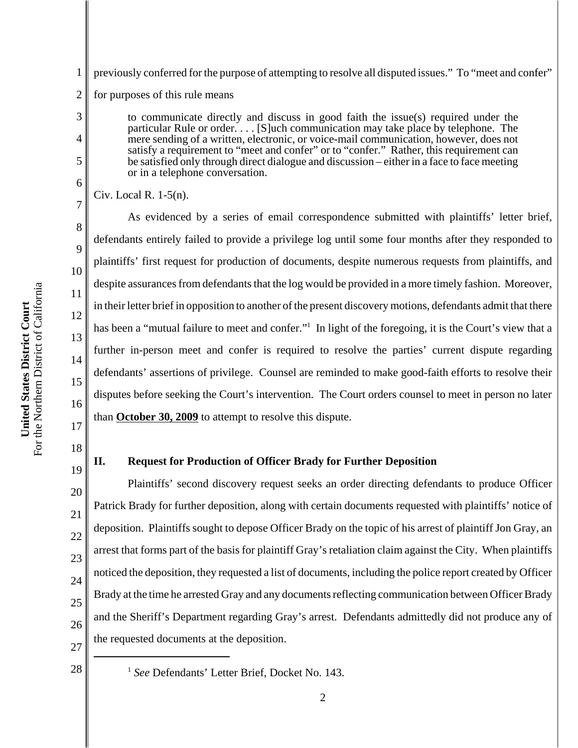previously conferred for the purpose of attempting to resolve all disputed issues." To "meet and confer" for purposes of this rule means

> to communicate directly and discuss in good faith the issue(s) required under the particular Rule or order. . . . [S]uch communication may take place by telephone. The mere sending of a written, electronic, or voice-mail communication, however, does not satisfy a requirement to "meet and confer" or to "confer." Rather, this requirement can be satisfied only through direct dialogue and discussion – either in a face to face meeting or in a telephone conversation.

Civ. Local R. 1-5(n).

As evidenced by a series of email correspondence submitted with plaintiffs' letter brief, defendants entirely failed to provide a privilege log until some four months after they responded to plaintiffs' first request for production of documents, despite numerous requests from plaintiffs, and despite assurances from defendants that the log would be provided in a more timely fashion. Moreover, in their letter brief in opposition to another of the present discovery motions, defendants admit that there has been a "mutual failure to meet and confer."[1] In light of the foregoing, it is the Court's view that a further in-person meet and confer is required to resolve the parties' current dispute regarding defendants' assertions of privilege. Counsel are reminded to make good-faith efforts to resolve their disputes before seeking the Court's intervention. The Court orders counsel to meet in person no later than **October 30, 2009** to attempt to resolve this dispute.

## II. Request for Production of Officer Brady for Further Deposition

Plaintiffs' second discovery request seeks an order directing defendants to produce Officer Patrick Brady for further deposition, along with certain documents requested with plaintiffs' notice of deposition. Plaintiffs sought to depose Officer Brady on the topic of his arrest of plaintiff Jon Gray, an arrest that forms part of the basis for plaintiff Gray's retaliation claim against the City. When plaintiffs noticed the deposition, they requested a list of documents, including the police report created by Officer Brady at the time he arrested Gray and any documents reflecting communication between Officer Brady and the Sheriff's Department regarding Gray's arrest. Defendants admittedly did not produce any of the requested documents at the deposition.

[1] *See* Defendants' Letter Brief, Docket No. 143.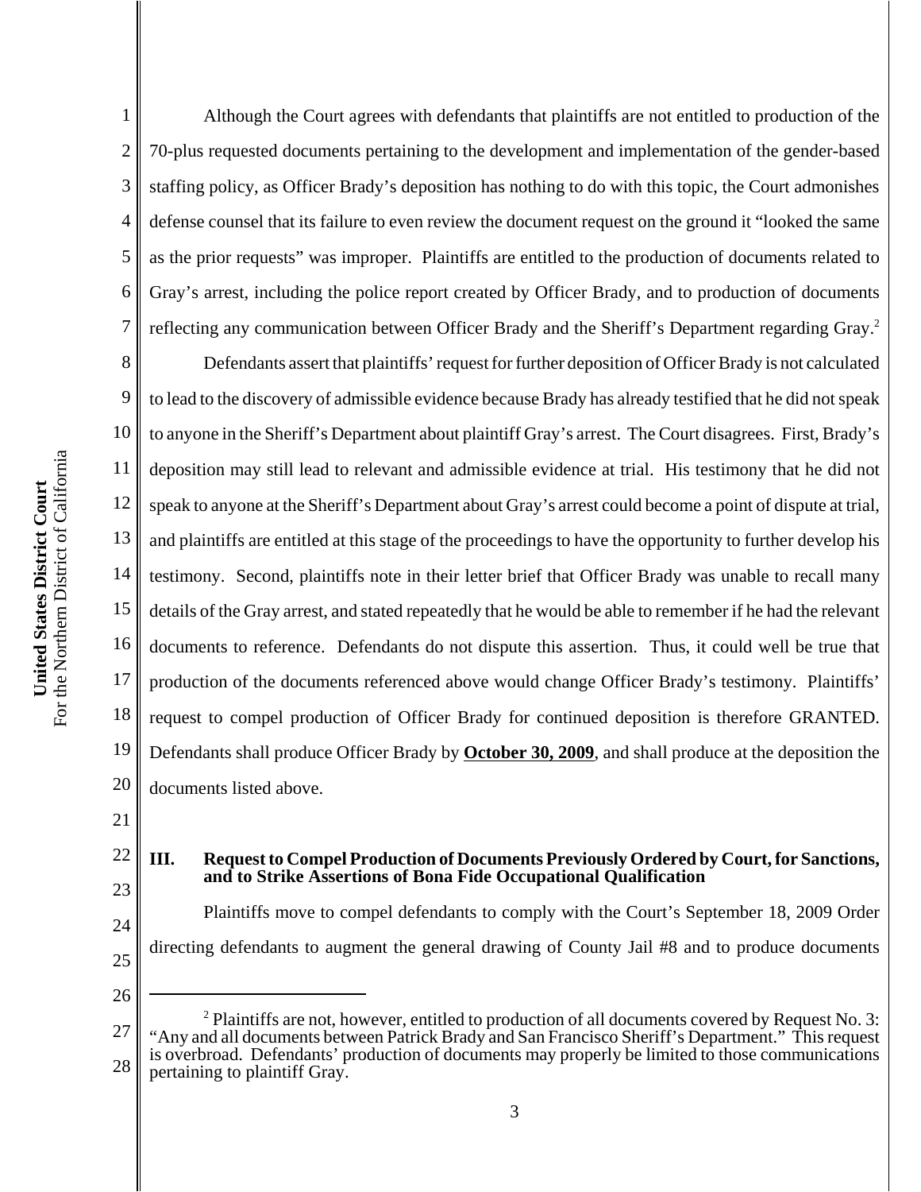Although the Court agrees with defendants that plaintiffs are not entitled to production of the 70-plus requested documents pertaining to the development and implementation of the gender-based staffing policy, as Officer Brady's deposition has nothing to do with this topic, the Court admonishes defense counsel that its failure to even review the document request on the ground it "looked the same as the prior requests" was improper. Plaintiffs are entitled to the production of documents related to Gray's arrest, including the police report created by Officer Brady, and to production of documents reflecting any communication between Officer Brady and the Sheriff's Department regarding Gray.[2]

Defendants assert that plaintiffs' request for further deposition of Officer Brady is not calculated to lead to the discovery of admissible evidence because Brady has already testified that he did not speak to anyone in the Sheriff's Department about plaintiff Gray's arrest. The Court disagrees. First, Brady's deposition may still lead to relevant and admissible evidence at trial. His testimony that he did not speak to anyone at the Sheriff's Department about Gray's arrest could become a point of dispute at trial, and plaintiffs are entitled at this stage of the proceedings to have the opportunity to further develop his testimony. Second, plaintiffs note in their letter brief that Officer Brady was unable to recall many details of the Gray arrest, and stated repeatedly that he would be able to remember if he had the relevant documents to reference. Defendants do not dispute this assertion. Thus, it could well be true that production of the documents referenced above would change Officer Brady's testimony. Plaintiffs' request to compel production of Officer Brady for continued deposition is therefore GRANTED. Defendants shall produce Officer Brady by **October 30, 2009**, and shall produce at the deposition the documents listed above.

### III. Request to Compel Production of Documents Previously Ordered by Court, for Sanctions, and to Strike Assertions of Bona Fide Occupational Qualification

Plaintiffs move to compel defendants to comply with the Court's September 18, 2009 Order directing defendants to augment the general drawing of County Jail #8 and to produce documents

---

[2] Plaintiffs are not, however, entitled to production of all documents covered by Request No. 3: "Any and all documents between Patrick Brady and San Francisco Sheriff's Department." This request is overbroad. Defendants' production of documents may properly be limited to those communications pertaining to plaintiff Gray.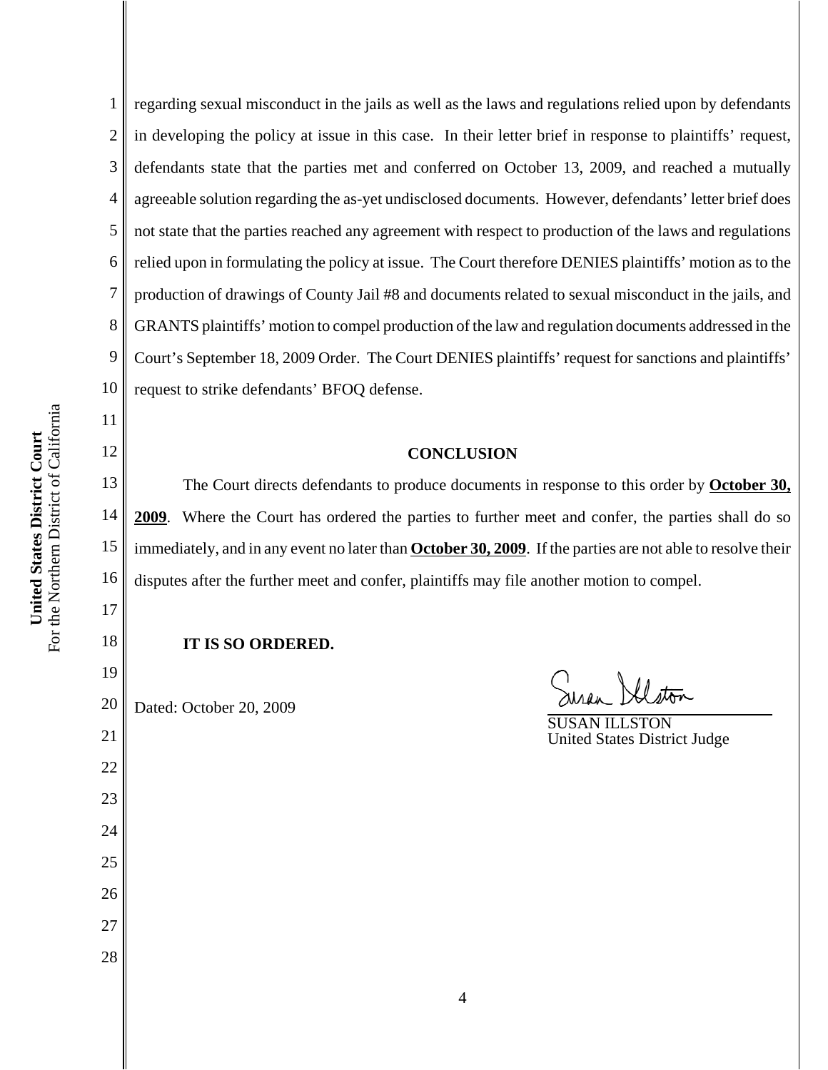regarding sexual misconduct in the jails as well as the laws and regulations relied upon by defendants in developing the policy at issue in this case. In their letter brief in response to plaintiffs' request, defendants state that the parties met and conferred on October 13, 2009, and reached a mutually agreeable solution regarding the as-yet undisclosed documents. However, defendants' letter brief does not state that the parties reached any agreement with respect to production of the laws and regulations relied upon in formulating the policy at issue. The Court therefore DENIES plaintiffs' motion as to the production of drawings of County Jail #8 and documents related to sexual misconduct in the jails, and GRANTS plaintiffs' motion to compel production of the law and regulation documents addressed in the Court's September 18, 2009 Order. The Court DENIES plaintiffs' request for sanctions and plaintiffs' request to strike defendants' BFOQ defense.

**CONCLUSION**

The Court directs defendants to produce documents in response to this order by **October 30, 2009**. Where the Court has ordered the parties to further meet and confer, the parties shall do so immediately, and in any event no later than **October 30, 2009**. If the parties are not able to resolve their disputes after the further meet and confer, plaintiffs may file another motion to compel.

**IT IS SO ORDERED.**

Dated: October 20, 2009

SUSAN ILLSTON
United States District Judge